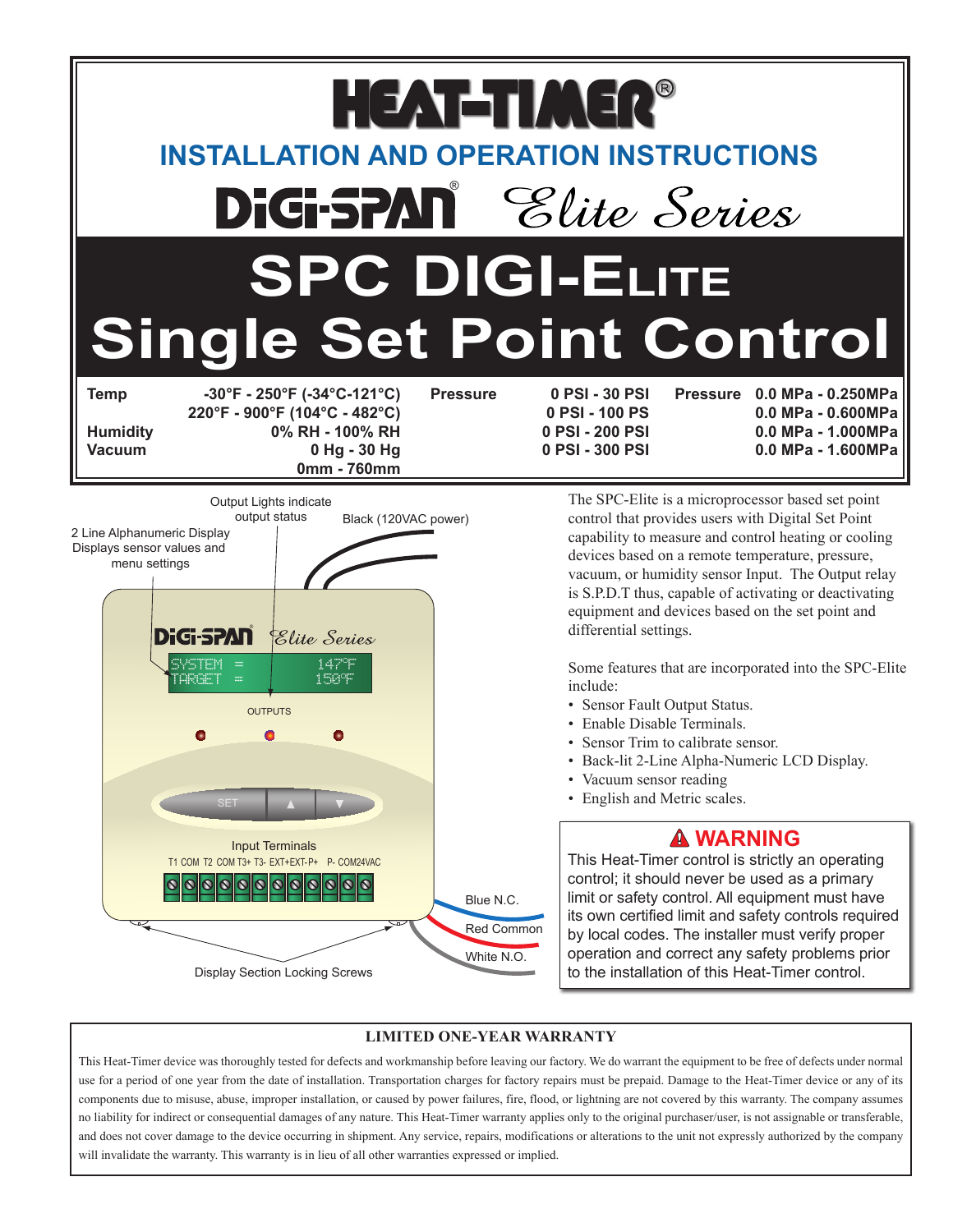# HEAT-TIMER®

## INSTALLATION AND OPERATION INSTRUCTIONS

## DiGi-SPAN® Elite Series

# SPC DIGI-ELITE
# Single Set Point Control

| | | | | | |
|---|---|---|---|---|---|
| **Temp** | **-30°F - 250°F (-34°C-121°C)** | **Pressure** | **0 PSI - 30 PSI** | **Pressure** | **0.0 MPa - 0.250MPa** |
| | **220°F - 900°F (104°C - 482°C)** | | **0 PSI - 100 PS** | | **0.0 MPa - 0.600MPa** |
| **Humidity** | **0% RH - 100% RH** | | **0 PSI - 200 PSI** | | **0.0 MPa - 1.000MPa** |
| **Vacuum** | **0 Hg - 30 Hg** | | **0 PSI - 300 PSI** | | **0.0 MPa - 1.600MPa** |
| | **0mm - 760mm** | | | | |

Output Lights indicate output status

Black (120VAC power)

2 Line Alphanumeric Display Displays sensor values and menu settings

DiGi-SPAN Elite Series

SYSTEM = 147°F
TARGET = 150°F

OUTPUTS

SET ▲ ▼

Input Terminals

T1 COM T2 COM T3+ T3- EXT+EXT-P+ P- COM24VAC

Blue N.C.

Red Common

White N.O.

Display Section Locking Screws

The SPC-Elite is a microprocessor based set point control that provides users with Digital Set Point capability to measure and control heating or cooling devices based on a remote temperature, pressure, vacuum, or humidity sensor Input. The Output relay is S.P.D.T thus, capable of activating or deactivating equipment and devices based on the set point and differential settings.

Some features that are incorporated into the SPC-Elite include:

- Sensor Fault Output Status.
- Enable Disable Terminals.
- Sensor Trim to calibrate sensor.
- Back-lit 2-Line Alpha-Numeric LCD Display.
- Vacuum sensor reading
- English and Metric scales.

### ⚠ WARNING

This Heat-Timer control is strictly an operating control; it should never be used as a primary limit or safety control. All equipment must have its own certified limit and safety controls required by local codes. The installer must verify proper operation and correct any safety problems prior to the installation of this Heat-Timer control.

### LIMITED ONE-YEAR WARRANTY

This Heat-Timer device was thoroughly tested for defects and workmanship before leaving our factory. We do warrant the equipment to be free of defects under normal use for a period of one year from the date of installation. Transportation charges for factory repairs must be prepaid. Damage to the Heat-Timer device or any of its components due to misuse, abuse, improper installation, or caused by power failures, fire, flood, or lightning are not covered by this warranty. The company assumes no liability for indirect or consequential damages of any nature. This Heat-Timer warranty applies only to the original purchaser/user, is not assignable or transferable, and does not cover damage to the device occurring in shipment. Any service, repairs, modifications or alterations to the unit not expressly authorized by the company will invalidate the warranty. This warranty is in lieu of all other warranties expressed or implied.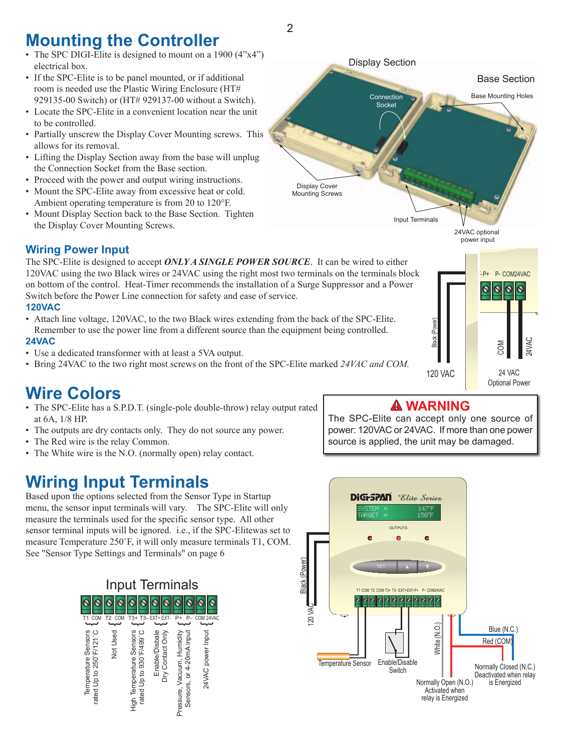# Mounting the Controller

- The SPC DIGI-Elite is designed to mount on a 1900 (4"x4") electrical box.
- If the SPC-Elite is to be panel mounted, or if additional room is needed use the Plastic Wiring Enclosure (HT# 929135-00 Switch) or (HT# 929137-00 without a Switch).
- Locate the SPC-Elite in a convenient location near the unit to be controlled.
- Partially unscrew the Display Cover Mounting screws. This allows for its removal.
- Lifting the Display Section away from the base will unplug the Connection Socket from the Base section.
- Proceed with the power and output wiring instructions.
- Mount the SPC-Elite away from excessive heat or cold. Ambient operating temperature is from 20 to 120°F.
- Mount Display Section back to the Base Section. Tighten the Display Cover Mounting Screws.

Display Section
Base Section
Connection Socket
Base Mounting Holes
Display Cover Mounting Screws
Input Terminals
24VAC optional power input

## Wiring Power Input

The SPC-Elite is designed to accept ***ONLY A SINGLE POWER SOURCE***. It can be wired to either 120VAC using the two Black wires or 24VAC using the right most two terminals on the terminals block on bottom of the control. Heat-Timer recommends the installation of a Surge Suppressor and a Power Switch before the Power Line connection for safety and ease of service.

### 120VAC

- Attach line voltage, 120VAC, to the two Black wires extending from the back of the SPC-Elite. Remember to use the power line from a different source than the equipment being controlled.

### 24VAC

- Use a dedicated transformer with at least a 5VA output.
- Bring 24VAC to the two right most screws on the front of the SPC-Elite marked *24VAC and COM.*

-P+ P- COM24VAC
Black (Power)
COM
24VAC
120 VAC
24 VAC Optional Power

# Wire Colors

- The SPC-Elite has a S.P.D.T. (single-pole double-throw) relay output rated at 6A, 1/8 HP.
- The outputs are dry contacts only. They do not source any power.
- The Red wire is the relay Common.
- The White wire is the N.O. (normally open) relay contact.

**⚠ WARNING**

The SPC-Elite can accept only one source of power: 120VAC or 24VAC. If more than one power source is applied, the unit may be damaged.

# Wiring Input Terminals

Based upon the options selected from the Sensor Type in Startup menu, the sensor input terminals will vary. The SPC-Elite will only measure the terminals used for the specific sensor type. All other sensor terminal inputs will be ignored. i.e., if the SPC-Elitewas set to measure Temperature 250˚F, it will only measure terminals T1, COM. See "Sensor Type Settings and Terminals" on page 6

Input Terminals

T1 COM T2 COM T3+ T3- EXT+ EXT- P+ P- COM 24VAC

Temperature Sensors rated Up to 250˚F/121˚C
Not Used
High Temperature Sensors rated Up to 930˚F/499˚C
Enable/Disbale Dry Contact Only
Pressure, Vacuum, Humidity Sensors, or 4-20mA input
24VAC power Input

DIGI-SPAN Elite Series
SYSTEM = 147°F
TARGET = 150°F
OUTPUTS
SET ▲ ▼
T1 COM T2 COM T3+ T3- EXT+EXT- P+ P- COM24VAC
Black (Power)
120 VAC
Temperature Sensor
Enable/Disable Switch
White (N.O.)
Blue (N.C.)
Red (COM)
Normally Open (N.O.) Activated when relay is Energized
Normally Closed (N.C.) Deactivated when relay is Energized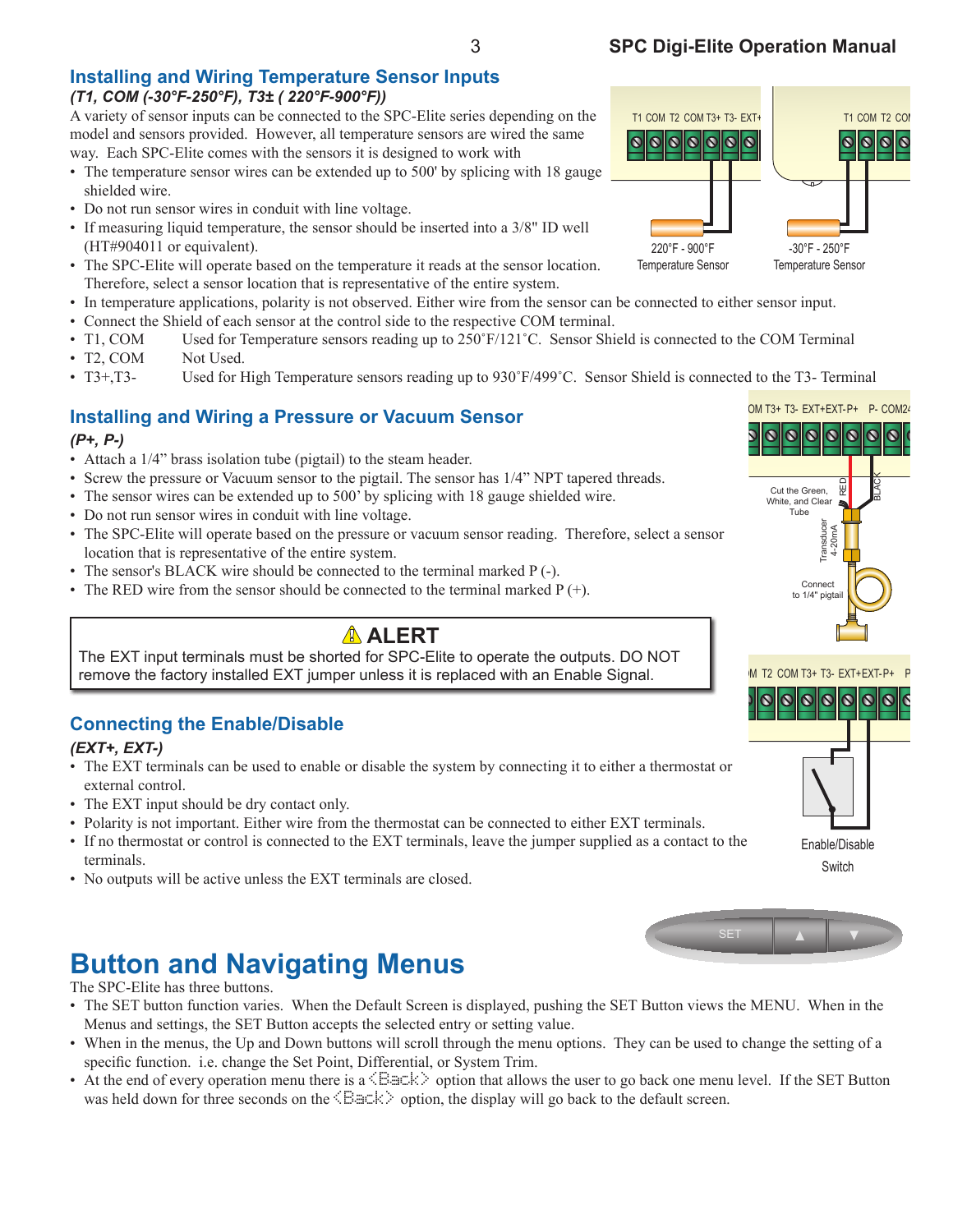## Installing and Wiring Temperature Sensor Inputs

***(T1, COM (-30°F-250°F), T3± ( 220°F-900°F))***

A variety of sensor inputs can be connected to the SPC-Elite series depending on the model and sensors provided. However, all temperature sensors are wired the same way. Each SPC-Elite comes with the sensors it is designed to work with

- The temperature sensor wires can be extended up to 500' by splicing with 18 gauge shielded wire.
- Do not run sensor wires in conduit with line voltage.
- If measuring liquid temperature, the sensor should be inserted into a 3/8" ID well (HT#904011 or equivalent).
- The SPC-Elite will operate based on the temperature it reads at the sensor location. Therefore, select a sensor location that is representative of the entire system.
- In temperature applications, polarity is not observed. Either wire from the sensor can be connected to either sensor input.
- Connect the Shield of each sensor at the control side to the respective COM terminal.
- T1, COM Used for Temperature sensors reading up to 250˚F/121˚C. Sensor Shield is connected to the COM Terminal
- T2, COM Not Used.
- T3+,T3- Used for High Temperature sensors reading up to 930˚F/499˚C. Sensor Shield is connected to the T3- Terminal

T1 COM T2 COM T3+ T3- EXT+

220°F - 900°F Temperature Sensor

T1 COM T2 COM

-30°F - 250°F Temperature Sensor

## Installing and Wiring a Pressure or Vacuum Sensor

***(P+, P-)***

- Attach a 1/4" brass isolation tube (pigtail) to the steam header.
- Screw the pressure or Vacuum sensor to the pigtail. The sensor has 1/4" NPT tapered threads.
- The sensor wires can be extended up to 500' by splicing with 18 gauge shielded wire.
- Do not run sensor wires in conduit with line voltage.
- The SPC-Elite will operate based on the pressure or vacuum sensor reading. Therefore, select a sensor location that is representative of the entire system.
- The sensor's BLACK wire should be connected to the terminal marked P (-).
- The RED wire from the sensor should be connected to the terminal marked P (+).

COM T3+ T3- EXT+EXT-P+ P- COM24

Cut the Green, White, and Clear Tube

RED

BLACK

Transducer 4-20mA

Connect to 1/4" pigtail

**⚠ ALERT**

The EXT input terminals must be shorted for SPC-Elite to operate the outputs. DO NOT remove the factory installed EXT jumper unless it is replaced with an Enable Signal.

## Connecting the Enable/Disable

***(EXT+, EXT-)***

- The EXT terminals can be used to enable or disable the system by connecting it to either a thermostat or external control.
- The EXT input should be dry contact only.
- Polarity is not important. Either wire from the thermostat can be connected to either EXT terminals.
- If no thermostat or control is connected to the EXT terminals, leave the jumper supplied as a contact to the terminals.
- No outputs will be active unless the EXT terminals are closed.

M T2 COM T3+ T3- EXT+EXT-P+ P

Enable/Disable Switch

# Button and Navigating Menus

SET ▲ ▼

The SPC-Elite has three buttons.

- The SET button function varies. When the Default Screen is displayed, pushing the SET Button views the MENU. When in the Menus and settings, the SET Button accepts the selected entry or setting value.
- When in the menus, the Up and Down buttons will scroll through the menu options. They can be used to change the setting of a specific function. i.e. change the Set Point, Differential, or System Trim.
- At the end of every operation menu there is a <Back> option that allows the user to go back one menu level. If the SET Button was held down for three seconds on the <Back> option, the display will go back to the default screen.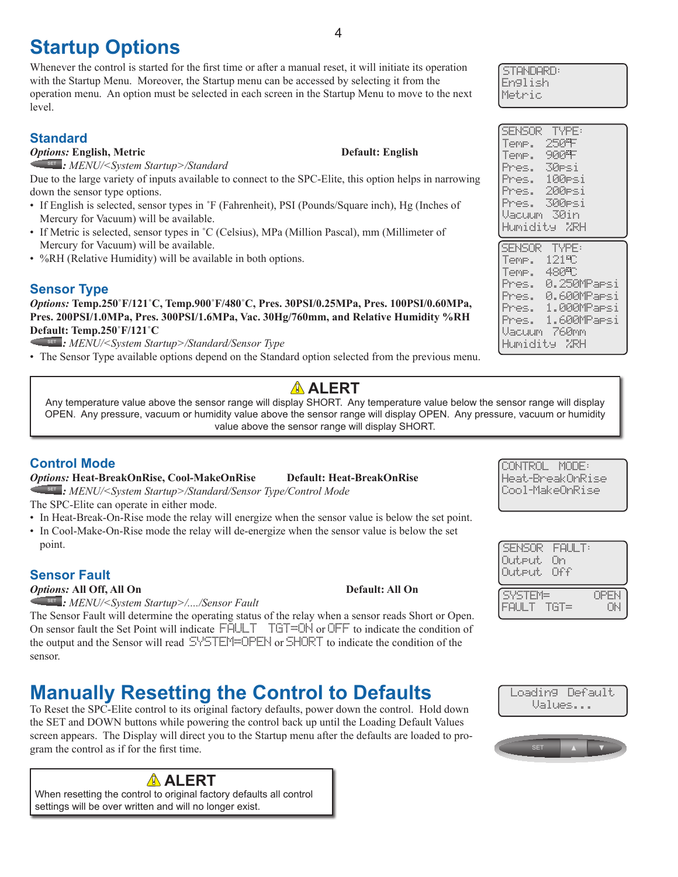# Startup Options

Whenever the control is started for the first time or after a manual reset, it will initiate its operation with the Startup Menu. Moreover, the Startup menu can be accessed by selecting it from the operation menu. An option must be selected in each screen in the Startup Menu to move to the next level.

```
STANDARD:
English
Metric
```

## Standard

***Options:*** **English, Metric** **Default: English**

SET: *MENU/<System Startup>/Standard*

Due to the large variety of inputs available to connect to the SPC-Elite, this option helps in narrowing down the sensor type options.

- If English is selected, sensor types in ˚F (Fahrenheit), PSI (Pounds/Square inch), Hg (Inches of Mercury for Vacuum) will be available.
- If Metric is selected, sensor types in ˚C (Celsius), MPa (Million Pascal), mm (Millimeter of Mercury for Vacuum) will be available.
- %RH (Relative Humidity) will be available in both options.

```
SENSOR TYPE:
Temp. 250ºF
Temp. 900ºF
Pres. 30psi
Pres. 100psi
Pres. 200psi
Pres. 300psi
Vacuum 30in
Humidity %RH
```

```
SENSOR TYPE:
Temp. 121ºC
Temp. 480ºC
Pres. 0.250MPapsi
Pres. 0.600MPapsi
Pres. 1.000MPapsi
Pres. 1.600MPapsi
Vacuum 760mm
Humidity %RH
```

## Sensor Type

***Options:*** ***Temp.250˚F/121˚C, Temp.900˚F/480˚C, Pres. 30PSI/0.25MPa, Pres. 100PSI/0.60MPa, Pres. 200PSI/1.0MPa, Pres. 300PSI/1.6MPa, Vac. 30Hg/760mm, and Relative Humidity %RH***

**Default: Temp.250˚F/121˚C**

SET: *MENU/<System Startup>/Standard/Sensor Type*

- The Sensor Type available options depend on the Standard option selected from the previous menu.

> **⚠ ALERT**
>
> Any temperature value above the sensor range will display SHORT. Any temperature value below the sensor range will display OPEN. Any pressure, vacuum or humidity value above the sensor range will display OPEN. Any pressure, vacuum or humidity value above the sensor range will display SHORT.

## Control Mode

***Options:*** **Heat-BreakOnRise, Cool-MakeOnRise** **Default: Heat-BreakOnRise**

SET: *MENU/<System Startup>/Standard/Sensor Type/Control Mode*

The SPC-Elite can operate in either mode.

- In Heat-Break-On-Rise mode the relay will energize when the sensor value is below the set point.
- In Cool-Make-On-Rise mode the relay will de-energize when the sensor value is below the set point.

```
CONTROL MODE:
Heat-BreakOnRise
Cool-MakeOnRise
```

## Sensor Fault

***Options:*** **All Off, All On** **Default: All On**

SET: *MENU/<System Startup>/..../Sensor Fault*

The Sensor Fault will determine the operating status of the relay when a sensor reads Short or Open. On sensor fault the Set Point will indicate FAULT TGT=ON or OFF to indicate the condition of the output and the Sensor will read SYSTEM=OPEN or SHORT to indicate the condition of the sensor.

```
SENSOR FAULT:
Output On
Output Off
```

```
SYSTEM=      OPEN
FAULT TGT=     ON
```

# Manually Resetting the Control to Defaults

To Reset the SPC-Elite control to its original factory defaults, power down the control. Hold down the SET and DOWN buttons while powering the control back up until the Loading Default Values screen appears. The Display will direct you to the Startup menu after the defaults are loaded to program the control as if for the first time.

```
Loading Default
   Values...
```

SET ▲ ▼

> **⚠ ALERT**
>
> When resetting the control to original factory defaults all control settings will be over written and will no longer exist.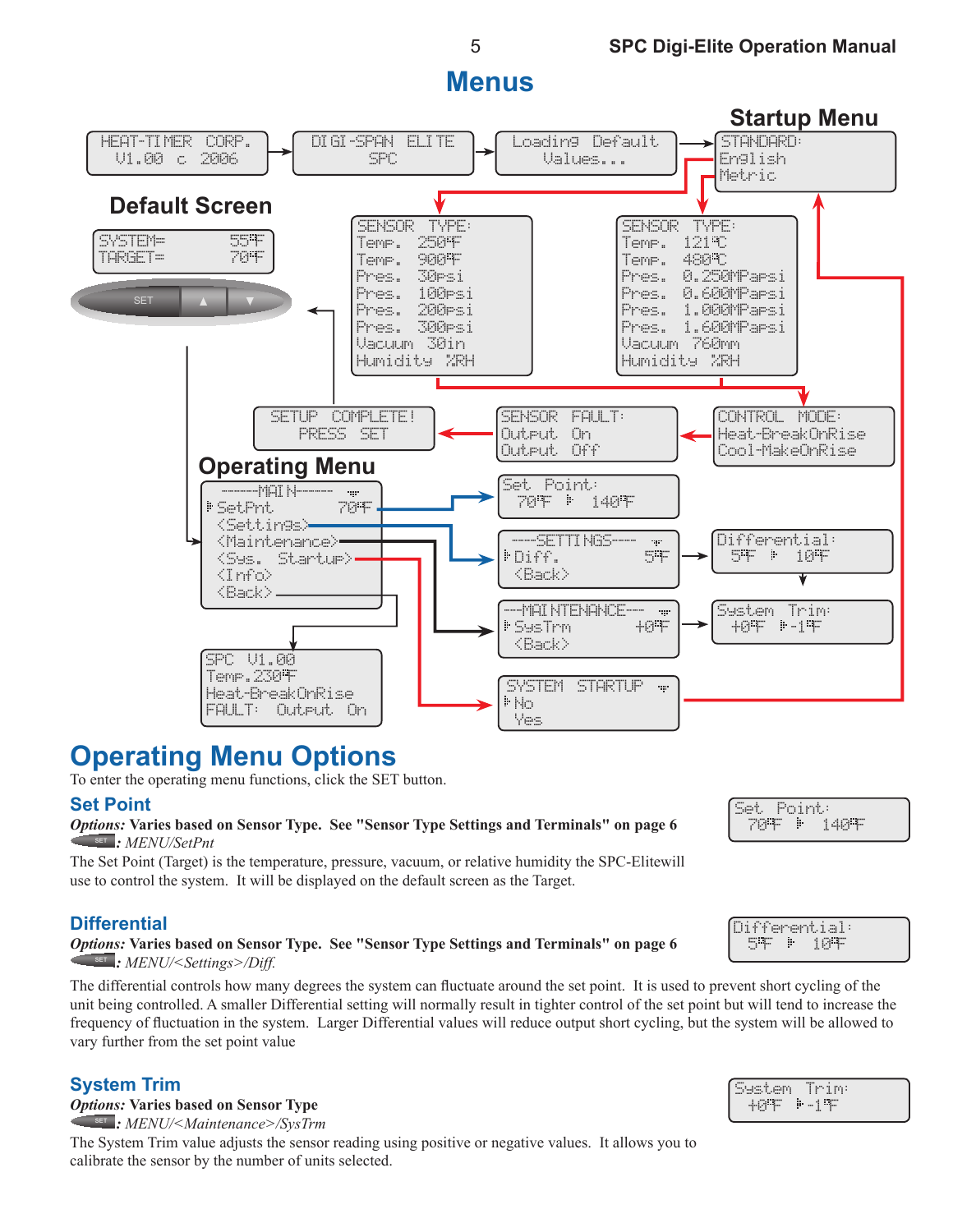# Menus

## Startup Menu

HEAT-TIMER CORP.
V1.00 c 2006

DIGI-SPAN ELITE
SPC

Loading Default
Values...

STANDARD:
English
Metric

SENSOR TYPE:
Temp. 250°F
Temp. 900°F
Pres. 30psi
Pres. 100psi
Pres. 200psi
Pres. 300psi
Vacuum 30in
Humidity %RH

SENSOR TYPE:
Temp. 121°C
Temp. 480°C
Pres. 0.250MPapsi
Pres. 0.600MPapsi
Pres. 1.000MPapsi
Pres. 1.600MPapsi
Vacuum 760mm
Humidity %RH

CONTROL MODE:
Heat-BreakOnRise
Cool-MakeOnRise

SENSOR FAULT:
Output On
Output Off

SETUP COMPLETE!
PRESS SET

## Default Screen

SYSTEM= 55°F
TARGET= 70°F

SET ▲ ▼

## Operating Menu

------MAIN------
SetPnt 70°F
<Settings>
<Maintenance>
<Sys. Startup>
<Info>
<Back>

Set Point:
70°F 140°F

----SETTINGS----
Diff. 5°F
<Back>

Differential:
5°F 10°F

---MAINTENANCE---
SysTrm +0°F
<Back>

System Trim:
+0°F -1°F

SYSTEM STARTUP
No
Yes

SPC V1.00
Temp.230°F
Heat-BreakOnRise
FAULT: Output On

# Operating Menu Options

To enter the operating menu functions, click the SET button.

## Set Point

***Options:*** **Varies based on Sensor Type. See "Sensor Type Settings and Terminals" on page 6**

SET: *MENU/SetPnt*

Set Point:
70°F 140°F

The Set Point (Target) is the temperature, pressure, vacuum, or relative humidity the SPC-Elitewill use to control the system. It will be displayed on the default screen as the Target.

## Differential

***Options:*** **Varies based on Sensor Type. See "Sensor Type Settings and Terminals" on page 6**

SET: *MENU/<Settings>/Diff.*

Differential:
5°F 10°F

The differential controls how many degrees the system can fluctuate around the set point. It is used to prevent short cycling of the unit being controlled. A smaller Differential setting will normally result in tighter control of the set point but will tend to increase the frequency of fluctuation in the system. Larger Differential values will reduce output short cycling, but the system will be allowed to vary further from the set point value

## System Trim

***Options:*** **Varies based on Sensor Type**

SET: *MENU/<Maintenance>/SysTrm*

System Trim:
+0°F -1°F

The System Trim value adjusts the sensor reading using positive or negative values. It allows you to calibrate the sensor by the number of units selected.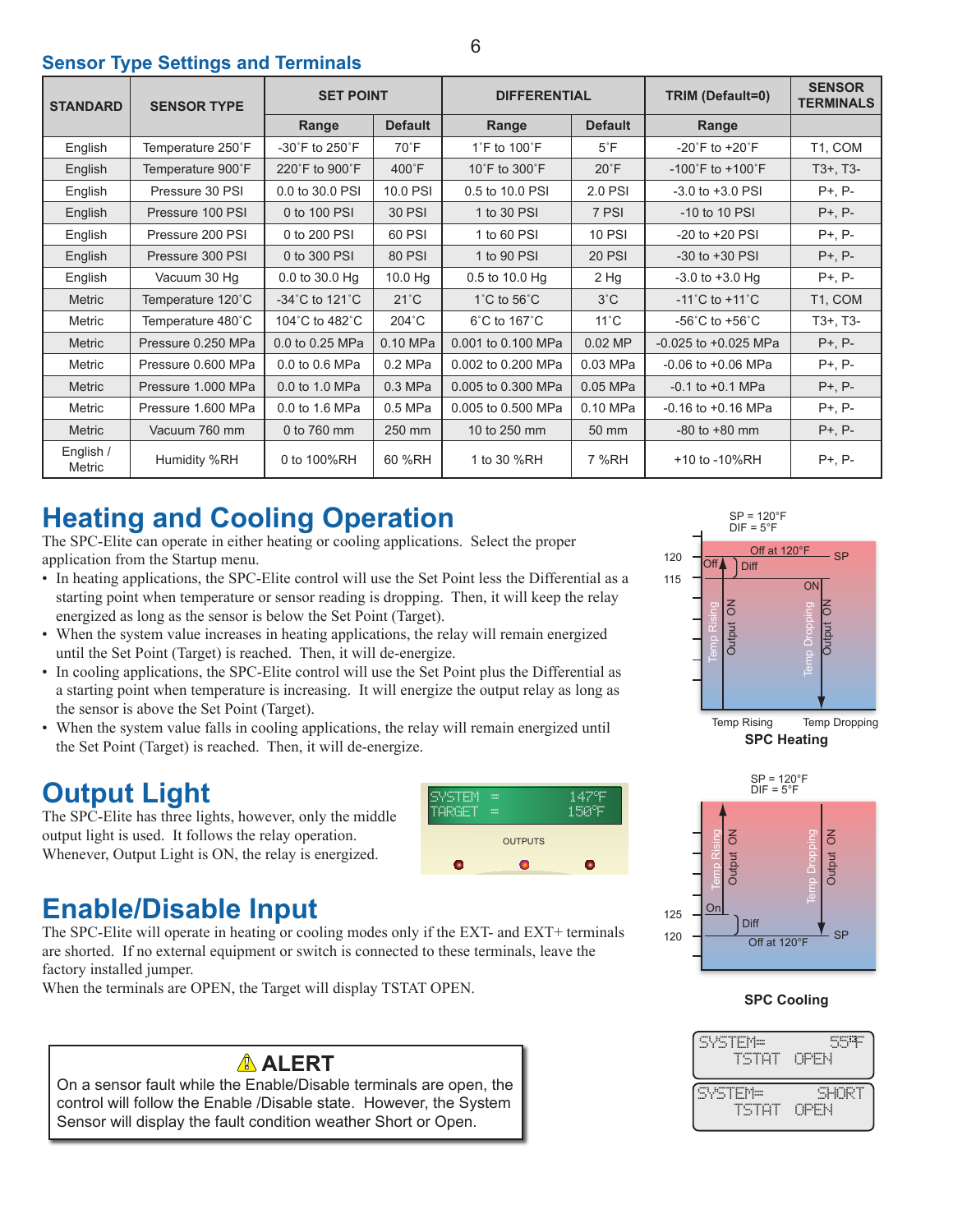## Sensor Type Settings and Terminals

| STANDARD | SENSOR TYPE | SET POINT | | DIFFERENTIAL | | TRIM (Default=0) | SENSOR TERMINALS |
|---|---|---|---|---|---|---|---|
| | | Range | Default | Range | Default | Range | |
| English | Temperature 250˚F | -30˚F to 250˚F | 70˚F | 1˚F to 100˚F | 5˚F | -20˚F to +20˚F | T1, COM |
| English | Temperature 900˚F | 220˚F to 900˚F | 400˚F | 10˚F to 300˚F | 20˚F | -100˚F to +100˚F | T3+, T3- |
| English | Pressure 30 PSI | 0.0 to 30.0 PSI | 10.0 PSI | 0.5 to 10.0 PSI | 2.0 PSI | -3.0 to +3.0 PSI | P+, P- |
| English | Pressure 100 PSI | 0 to 100 PSI | 30 PSI | 1 to 30 PSI | 7 PSI | -10 to 10 PSI | P+, P- |
| English | Pressure 200 PSI | 0 to 200 PSI | 60 PSI | 1 to 60 PSI | 10 PSI | -20 to +20 PSI | P+, P- |
| English | Pressure 300 PSI | 0 to 300 PSI | 80 PSI | 1 to 90 PSI | 20 PSI | -30 to +30 PSI | P+, P- |
| English | Vacuum 30 Hg | 0.0 to 30.0 Hg | 10.0 Hg | 0.5 to 10.0 Hg | 2 Hg | -3.0 to +3.0 Hg | P+, P- |
| Metric | Temperature 120˚C | -34˚C to 121˚C | 21˚C | 1˚C to 56˚C | 3˚C | -11˚C to +11˚C | T1, COM |
| Metric | Temperature 480˚C | 104˚C to 482˚C | 204˚C | 6˚C to 167˚C | 11˚C | -56˚C to +56˚C | T3+, T3- |
| Metric | Pressure 0.250 MPa | 0.0 to 0.25 MPa | 0.10 MPa | 0.001 to 0.100 MPa | 0.02 MP | -0.025 to +0.025 MPa | P+, P- |
| Metric | Pressure 0.600 MPa | 0.0 to 0.6 MPa | 0.2 MPa | 0.002 to 0.200 MPa | 0.03 MPa | -0.06 to +0.06 MPa | P+, P- |
| Metric | Pressure 1.000 MPa | 0.0 to 1.0 MPa | 0.3 MPa | 0.005 to 0.300 MPa | 0.05 MPa | -0.1 to +0.1 MPa | P+, P- |
| Metric | Pressure 1.600 MPa | 0.0 to 1.6 MPa | 0.5 MPa | 0.005 to 0.500 MPa | 0.10 MPa | -0.16 to +0.16 MPa | P+, P- |
| Metric | Vacuum 760 mm | 0 to 760 mm | 250 mm | 10 to 250 mm | 50 mm | -80 to +80 mm | P+, P- |
| English / Metric | Humidity %RH | 0 to 100%RH | 60 %RH | 1 to 30 %RH | 7 %RH | +10 to -10%RH | P+, P- |

# Heating and Cooling Operation

The SPC-Elite can operate in either heating or cooling applications. Select the proper application from the Startup menu.

- In heating applications, the SPC-Elite control will use the Set Point less the Differential as a starting point when temperature or sensor reading is dropping. Then, it will keep the relay energized as long as the sensor is below the Set Point (Target).
- When the system value increases in heating applications, the relay will remain energized until the Set Point (Target) is reached. Then, it will de-energize.
- In cooling applications, the SPC-Elite control will use the Set Point plus the Differential as a starting point when temperature is increasing. It will energize the output relay as long as the sensor is above the Set Point (Target).
- When the system value falls in cooling applications, the relay will remain energized until the Set Point (Target) is reached. Then, it will de-energize.

SP = 120°F
DIF = 5°F

**SPC Heating**

SP = 120°F
DIF = 5°F

**SPC Cooling**

# Output Light

The SPC-Elite has three lights, however, only the middle output light is used. It follows the relay operation. Whenever, Output Light is ON, the relay is energized.

# Enable/Disable Input

The SPC-Elite will operate in heating or cooling modes only if the EXT- and EXT+ terminals are shorted. If no external equipment or switch is connected to these terminals, leave the factory installed jumper.

When the terminals are OPEN, the Target will display TSTAT OPEN.

> ⚠ **ALERT**
> On a sensor fault while the Enable/Disable terminals are open, the control will follow the Enable /Disable state. However, the System Sensor will display the fault condition weather Short or Open.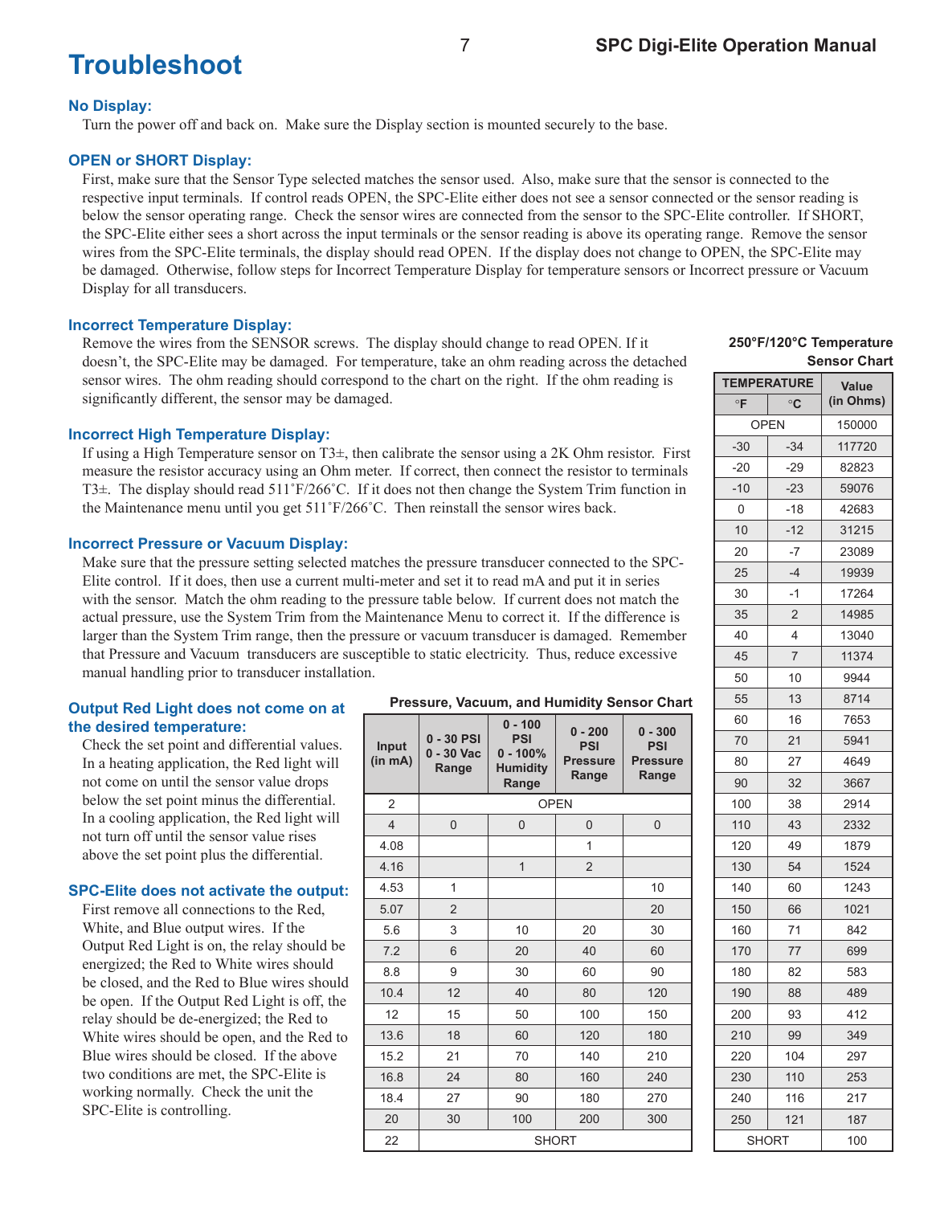# Troubleshoot

### No Display:

Turn the power off and back on. Make sure the Display section is mounted securely to the base.

### OPEN or SHORT Display:

First, make sure that the Sensor Type selected matches the sensor used. Also, make sure that the sensor is connected to the respective input terminals. If control reads OPEN, the SPC-Elite either does not see a sensor connected or the sensor reading is below the sensor operating range. Check the sensor wires are connected from the sensor to the SPC-Elite controller. If SHORT, the SPC-Elite either sees a short across the input terminals or the sensor reading is above its operating range. Remove the sensor wires from the SPC-Elite terminals, the display should read OPEN. If the display does not change to OPEN, the SPC-Elite may be damaged. Otherwise, follow steps for Incorrect Temperature Display for temperature sensors or Incorrect pressure or Vacuum Display for all transducers.

### Incorrect Temperature Display:

Remove the wires from the SENSOR screws. The display should change to read OPEN. If it doesn't, the SPC-Elite may be damaged. For temperature, take an ohm reading across the detached sensor wires. The ohm reading should correspond to the chart on the right. If the ohm reading is significantly different, the sensor may be damaged.

### Incorrect High Temperature Display:

If using a High Temperature sensor on T3±, then calibrate the sensor using a 2K Ohm resistor. First measure the resistor accuracy using an Ohm meter. If correct, then connect the resistor to terminals T3±. The display should read 511˚F/266˚C. If it does not then change the System Trim function in the Maintenance menu until you get 511˚F/266˚C. Then reinstall the sensor wires back.

### Incorrect Pressure or Vacuum Display:

Make sure that the pressure setting selected matches the pressure transducer connected to the SPC-Elite control. If it does, then use a current multi-meter and set it to read mA and put it in series with the sensor. Match the ohm reading to the pressure table below. If current does not match the actual pressure, use the System Trim from the Maintenance Menu to correct it. If the difference is larger than the System Trim range, then the pressure or vacuum transducer is damaged. Remember that Pressure and Vacuum transducers are susceptible to static electricity. Thus, reduce excessive manual handling prior to transducer installation.

### Output Red Light does not come on at the desired temperature:

Check the set point and differential values. In a heating application, the Red light will not come on until the sensor value drops below the set point minus the differential. In a cooling application, the Red light will not turn off until the sensor value rises above the set point plus the differential.

### SPC-Elite does not activate the output:

First remove all connections to the Red, White, and Blue output wires. If the Output Red Light is on, the relay should be energized; the Red to White wires should be closed, and the Red to Blue wires should be open. If the Output Red Light is off, the relay should be de-energized; the Red to White wires should be open, and the Red to Blue wires should be closed. If the above two conditions are met, the SPC-Elite is working normally. Check the unit the SPC-Elite is controlling.

**Pressure, Vacuum, and Humidity Sensor Chart**

| Input (in mA) | 0 - 30 PSI 0 - 30 Vac Range | 0 - 100 PSI 0 - 100% Humidity Range | 0 - 200 PSI Pressure Range | 0 - 300 PSI Pressure Range |
|---|---|---|---|---|
| 2 | OPEN | | | |
| 4 | 0 | 0 | 0 | 0 |
| 4.08 | | | 1 | |
| 4.16 | | 1 | 2 | |
| 4.53 | 1 | | | 10 |
| 5.07 | 2 | | | 20 |
| 5.6 | 3 | 10 | 20 | 30 |
| 7.2 | 6 | 20 | 40 | 60 |
| 8.8 | 9 | 30 | 60 | 90 |
| 10.4 | 12 | 40 | 80 | 120 |
| 12 | 15 | 50 | 100 | 150 |
| 13.6 | 18 | 60 | 120 | 180 |
| 15.2 | 21 | 70 | 140 | 210 |
| 16.8 | 24 | 80 | 160 | 240 |
| 18.4 | 27 | 90 | 180 | 270 |
| 20 | 30 | 100 | 200 | 300 |
| 22 | SHORT | | | |

**250°F/120°C Temperature Sensor Chart**

| TEMPERATURE | | Value (in Ohms) |
|---|---|---|
| °F | °C | |
| OPEN | | 150000 |
| -30 | -34 | 117720 |
| -20 | -29 | 82823 |
| -10 | -23 | 59076 |
| 0 | -18 | 42683 |
| 10 | -12 | 31215 |
| 20 | -7 | 23089 |
| 25 | -4 | 19939 |
| 30 | -1 | 17264 |
| 35 | 2 | 14985 |
| 40 | 4 | 13040 |
| 45 | 7 | 11374 |
| 50 | 10 | 9944 |
| 55 | 13 | 8714 |
| 60 | 16 | 7653 |
| 70 | 21 | 5941 |
| 80 | 27 | 4649 |
| 90 | 32 | 3667 |
| 100 | 38 | 2914 |
| 110 | 43 | 2332 |
| 120 | 49 | 1879 |
| 130 | 54 | 1524 |
| 140 | 60 | 1243 |
| 150 | 66 | 1021 |
| 160 | 71 | 842 |
| 170 | 77 | 699 |
| 180 | 82 | 583 |
| 190 | 88 | 489 |
| 200 | 93 | 412 |
| 210 | 99 | 349 |
| 220 | 104 | 297 |
| 230 | 110 | 253 |
| 240 | 116 | 217 |
| 250 | 121 | 187 |
| SHORT | | 100 |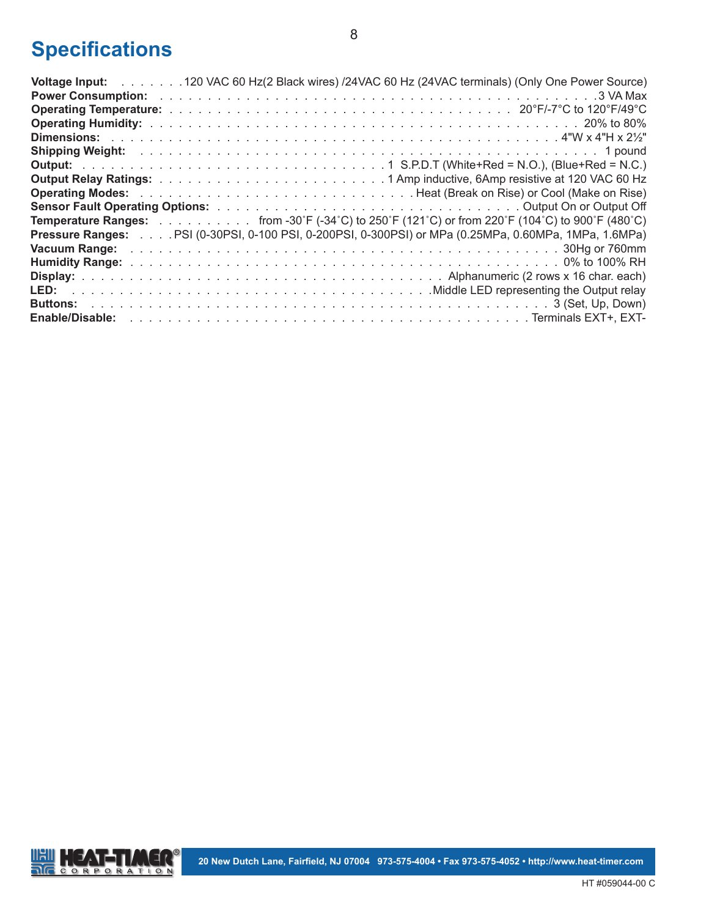# Specifications

**Voltage Input:** 120 VAC 60 Hz(2 Black wires) /24VAC 60 Hz (24VAC terminals) (Only One Power Source)
**Power Consumption:** 3 VA Max
**Operating Temperature:** 20°F/-7°C to 120°F/49°C
**Operating Humidity:** 20% to 80%
**Dimensions:** 4"W x 4"H x 2½"
**Shipping Weight:** 1 pound
**Output:** 1 S.P.D.T (White+Red = N.O.), (Blue+Red = N.C.)
**Output Relay Ratings:** 1 Amp inductive, 6Amp resistive at 120 VAC 60 Hz
**Operating Modes:** Heat (Break on Rise) or Cool (Make on Rise)
**Sensor Fault Operating Options:** Output On or Output Off
**Temperature Ranges:** from -30˚F (-34˚C) to 250˚F (121˚C) or from 220˚F (104˚C) to 900˚F (480˚C)
**Pressure Ranges:** PSI (0-30PSI, 0-100 PSI, 0-200PSI, 0-300PSI) or MPa (0.25MPa, 0.60MPa, 1MPa, 1.6MPa)
**Vacuum Range:** 30Hg or 760mm
**Humidity Range:** 0% to 100% RH
**Display:** Alphanumeric (2 rows x 16 char. each)
**LED:** Middle LED representing the Output relay
**Buttons:** 3 (Set, Up, Down)
**Enable/Disable:** Terminals EXT+, EXT-

HEAT-TIMER® CORPORATION

20 New Dutch Lane, Fairfield, NJ 07004 973-575-4004 • Fax 973-575-4052 • http://www.heat-timer.com

HT #059044-00 C